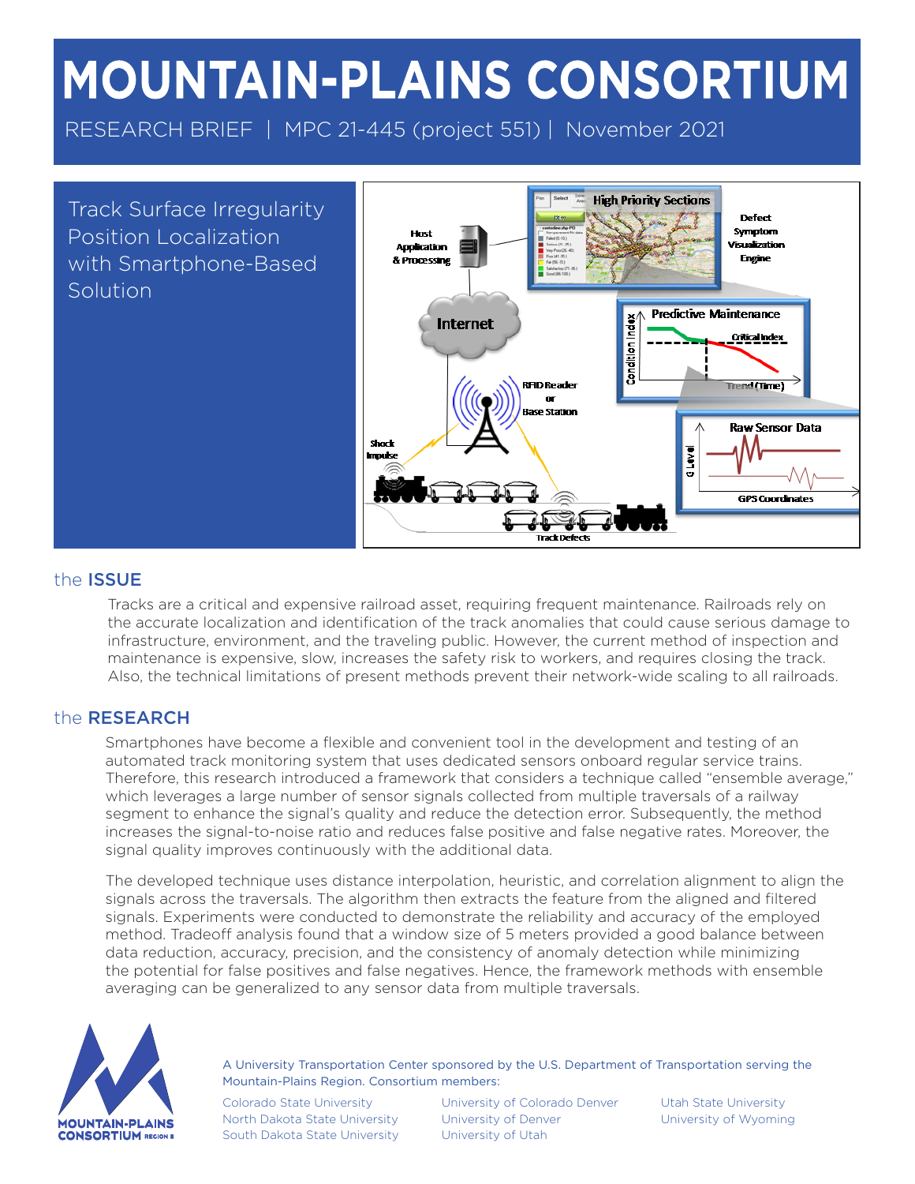# MOUNTAIN-PLAINS CONSORTIUM

RESEARCH BRIEF | MPC 21-445 (project 551) | November 2021

## Track Surface Irregularity Position Localization with Smartphone-Based Solution

## the ISSUE

Tracks are a critical and expensive railroad asset, requiring frequent maintenance. Railroads rely on the accurate localization and identification of the track anomalies that could cause serious damage to infrastructure, environment, and the traveling public. However, the current method of inspection and maintenance is expensive, slow, increases the safety risk to workers, and requires closing the track. Also, the technical limitations of present methods prevent their network-wide scaling to all railroads.

## the RESEARCH

Smartphones have become a flexible and convenient tool in the development and testing of an automated track monitoring system that uses dedicated sensors onboard regular service trains. Therefore, this research introduced a framework that considers a technique called "ensemble average," which leverages a large number of sensor signals collected from multiple traversals of a railway segment to enhance the signal's quality and reduce the detection error. Subsequently, the method increases the signal-to-noise ratio and reduces false positive and false negative rates. Moreover, the signal quality improves continuously with the additional data.

The developed technique uses distance interpolation, heuristic, and correlation alignment to align the signals across the traversals. The algorithm then extracts the feature from the aligned and filtered signals. Experiments were conducted to demonstrate the reliability and accuracy of the employed method. Tradeoff analysis found that a window size of 5 meters provided a good balance between data reduction, accuracy, precision, and the consistency of anomaly detection while minimizing the potential for false positives and false negatives. Hence, the framework methods with ensemble averaging can be generalized to any sensor data from multiple traversals.

A University Transportation Center sponsored by the U.S. Department of Transportation serving the Mountain-Plains Region. Consortium members:

Colorado State University
North Dakota State University
South Dakota State University
University of Colorado Denver
University of Denver
University of Utah
Utah State University
University of Wyoming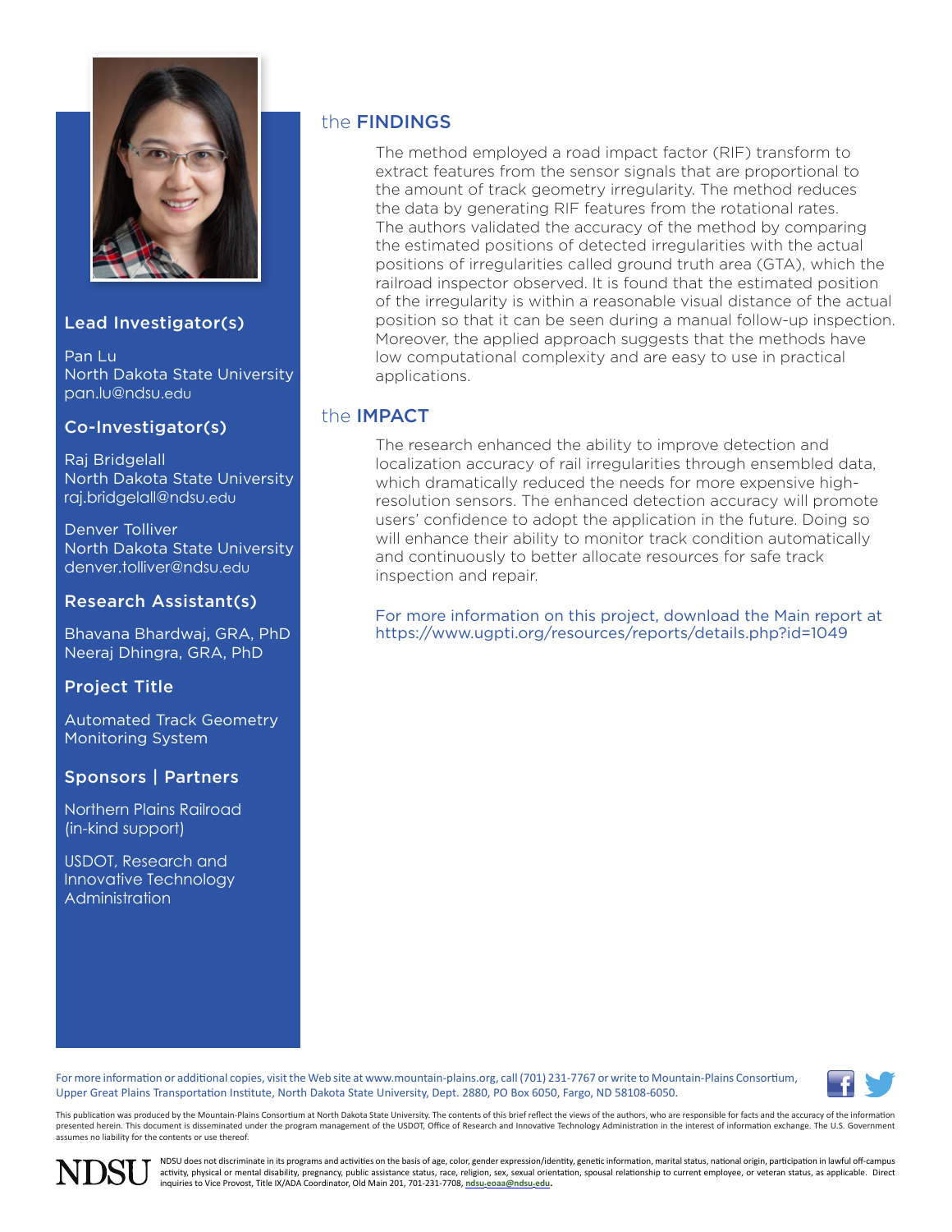## Lead Investigator(s)

Pan Lu
North Dakota State University
pan.lu@ndsu.edu

## Co-Investigator(s)

Raj Bridgelall
North Dakota State University
raj.bridgelall@ndsu.edu

Denver Tolliver
North Dakota State University
denver.tolliver@ndsu.edu

## Research Assistant(s)

Bhavana Bhardwaj, GRA, PhD
Neeraj Dhingra, GRA, PhD

## Project Title

Automated Track Geometry Monitoring System

## Sponsors | Partners

Northern Plains Railroad (in-kind support)

USDOT, Research and Innovative Technology Administration

## the FINDINGS

The method employed a road impact factor (RIF) transform to extract features from the sensor signals that are proportional to the amount of track geometry irregularity. The method reduces the data by generating RIF features from the rotational rates. The authors validated the accuracy of the method by comparing the estimated positions of detected irregularities with the actual positions of irregularities called ground truth area (GTA), which the railroad inspector observed. It is found that the estimated position of the irregularity is within a reasonable visual distance of the actual position so that it can be seen during a manual follow-up inspection. Moreover, the applied approach suggests that the methods have low computational complexity and are easy to use in practical applications.

## the IMPACT

The research enhanced the ability to improve detection and localization accuracy of rail irregularities through ensembled data, which dramatically reduced the needs for more expensive high-resolution sensors. The enhanced detection accuracy will promote users' confidence to adopt the application in the future. Doing so will enhance their ability to monitor track condition automatically and continuously to better allocate resources for safe track inspection and repair.

For more information on this project, download the Main report at https://www.ugpti.org/resources/reports/details.php?id=1049

For more information or additional copies, visit the Web site at www.mountain-plains.org, call (701) 231-7767 or write to Mountain-Plains Consortium, Upper Great Plains Transportation Institute, North Dakota State University, Dept. 2880, PO Box 6050, Fargo, ND 58108-6050.

This publication was produced by the Mountain-Plains Consortium at North Dakota State University. The contents of this brief reflect the views of the authors, who are responsible for facts and the accuracy of the information presented herein. This document is disseminated under the program management of the USDOT, Office of Research and Innovative Technology Administration in the interest of information exchange. The U.S. Government assumes no liability for the contents or use thereof.

NDSU

NDSU does not discriminate in its programs and activities on the basis of age, color, gender expression/identity, genetic information, marital status, national origin, participation in lawful off-campus activity, physical or mental disability, pregnancy, public assistance status, race, religion, sex, sexual orientation, spousal relationship to current employee, or veteran status, as applicable. Direct inquiries to Vice Provost, Title IX/ADA Coordinator, Old Main 201, 701-231-7708, ndsu.eoaa@ndsu.edu.